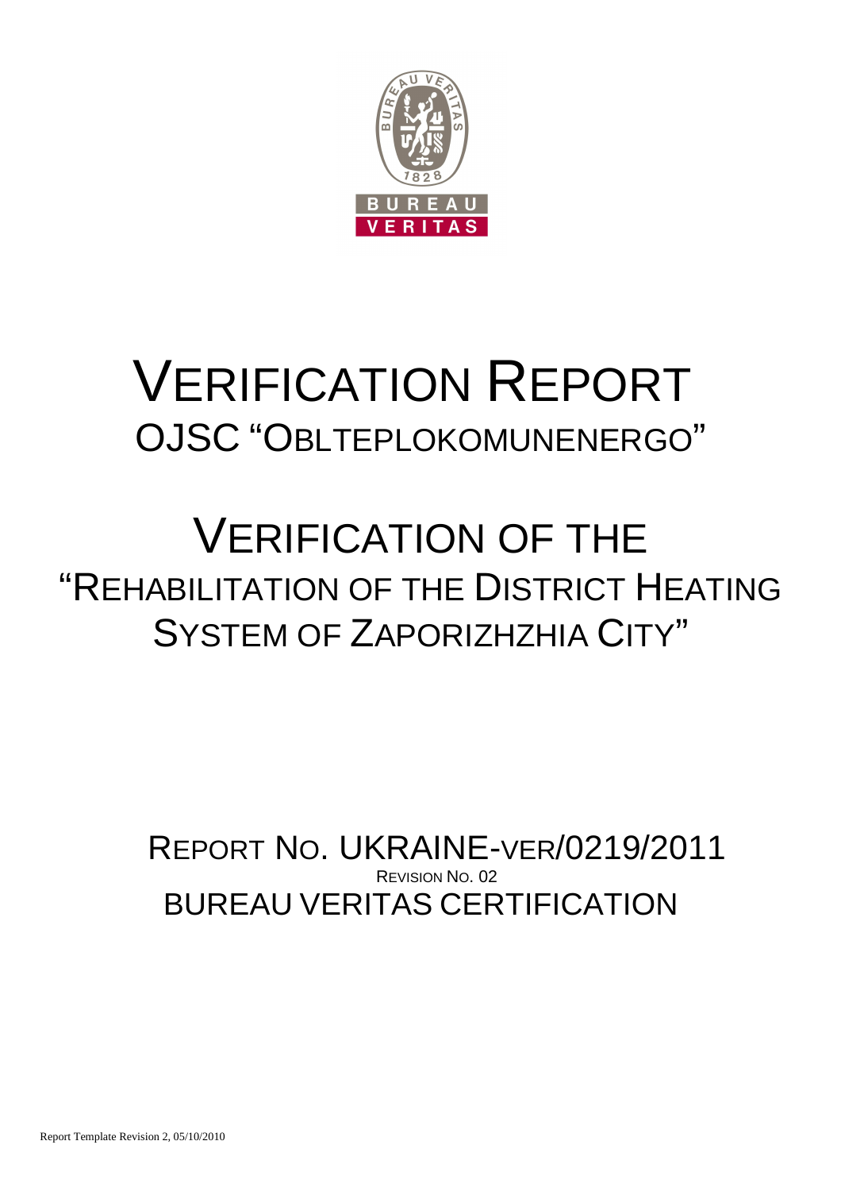# VERIFICATION REPORT

## OJSC "OBLTEPLOKOMUNENERGO"

# VERIFICATION OF THE "REHABILITATION OF THE DISTRICT HEATING SYSTEM OF ZAPORIZHZHIA CITY"

REPORT NO. UKRAINE-VER/0219/2011

REVISION NO. 02

BUREAU VERITAS CERTIFICATION

Report Template Revision 2, 05/10/2010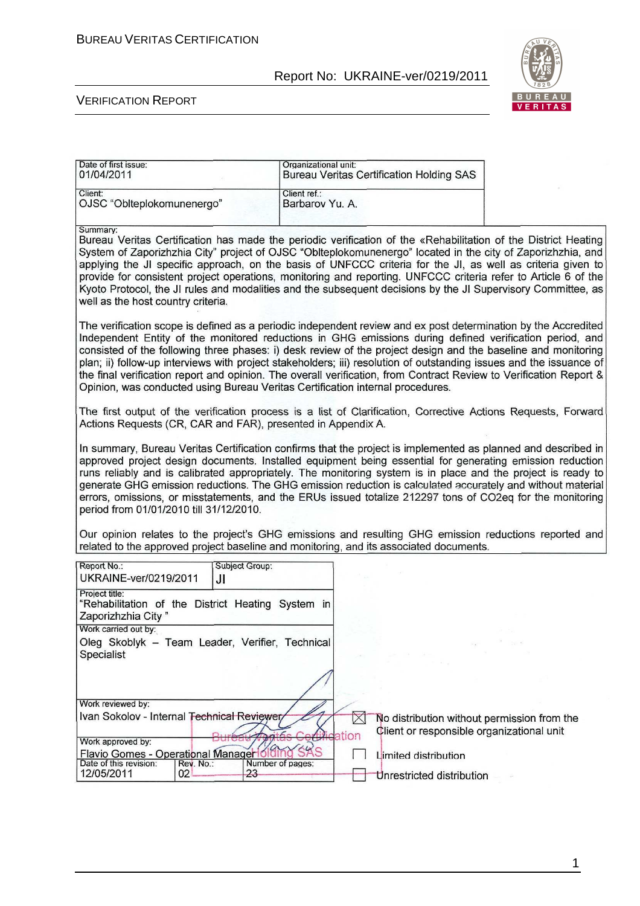| Date of first issue: 01/04/2011 | Organizational unit: Bureau Veritas Certification Holding SAS |
|---|---|
| Client: OJSC "Oblteplokomunenergo" | Client ref.: Barbarov Yu. A. |

Summary:

Bureau Veritas Certification has made the periodic verification of the «Rehabilitation of the District Heating System of Zaporizhzhia City" project of OJSC "Oblteplokomunenergo" located in the city of Zaporizhzhia, and applying the JI specific approach, on the basis of UNFCCC criteria for the JI, as well as criteria given to provide for consistent project operations, monitoring and reporting. UNFCCC criteria refer to Article 6 of the Kyoto Protocol, the JI rules and modalities and the subsequent decisions by the JI Supervisory Committee, as well as the host country criteria.

The verification scope is defined as a periodic independent review and ex post determination by the Accredited Independent Entity of the monitored reductions in GHG emissions during defined verification period, and consisted of the following three phases: i) desk review of the project design and the baseline and monitoring plan; ii) follow-up interviews with project stakeholders; iii) resolution of outstanding issues and the issuance of the final verification report and opinion. The overall verification, from Contract Review to Verification Report & Opinion, was conducted using Bureau Veritas Certification internal procedures.

The first output of the verification process is a list of Clarification, Corrective Actions Requests, Forward Actions Requests (CR, CAR and FAR), presented in Appendix A.

In summary, Bureau Veritas Certification confirms that the project is implemented as planned and described in approved project design documents. Installed equipment being essential for generating emission reduction runs reliably and is calibrated appropriately. The monitoring system is in place and the project is ready to generate GHG emission reductions. The GHG emission reduction is calculated accurately and without material errors, omissions, or misstatements, and the ERUs issued totalize 212297 tons of CO2eq for the monitoring period from 01/01/2010 till 31/12/2010.

Our opinion relates to the project's GHG emissions and resulting GHG emission reductions reported and related to the approved project baseline and monitoring, and its associated documents.

| Report No.: UKRAINE-ver/0219/2011 | Subject Group: JI | |
|---|---|---|
| Project title: "Rehabilitation of the District Heating System in Zaporizhzhia City" | | |
| Work carried out by: Oleg Skoblyk – Team Leader, Verifier, Technical Specialist | | |
| Work reviewed by: Ivan Sokolov - Internal Technical Reviewer | | |
| Work approved by: Flavio Gomes - Operational Manager | | |
| Date of this revision: 12/05/2011 | Rev. No.: 02 | Number of pages: 23 |

- [x] No distribution without permission from the Client or responsible organizational unit
- [ ] Limited distribution
- [ ] Unrestricted distribution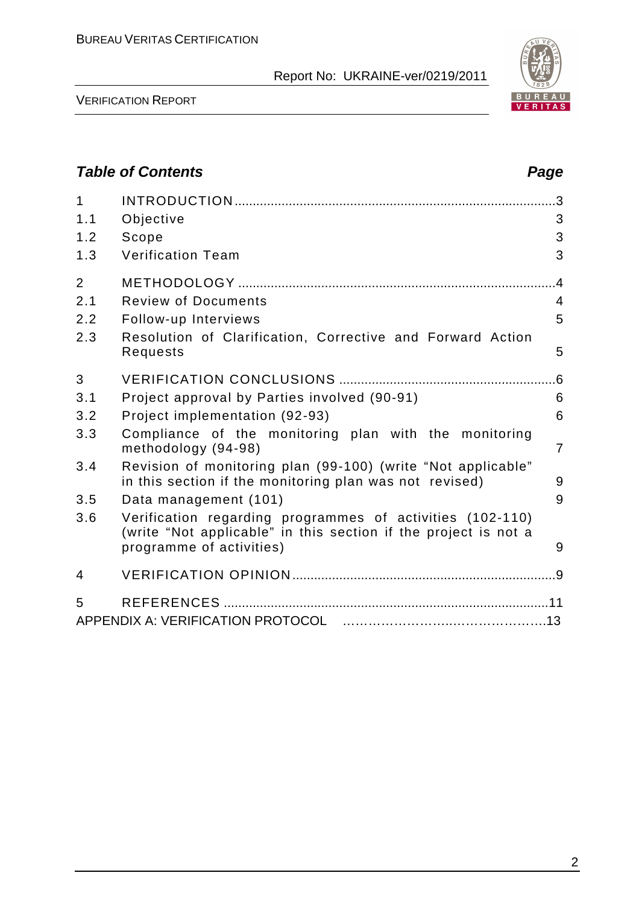## *Table of Contents* *Page*

| | | |
|---|---|---|
| 1 | INTRODUCTION | 3 |
| 1.1 | Objective | 3 |
| 1.2 | Scope | 3 |
| 1.3 | Verification Team | 3 |
| 2 | METHODOLOGY | 4 |
| 2.1 | Review of Documents | 4 |
| 2.2 | Follow-up Interviews | 5 |
| 2.3 | Resolution of Clarification, Corrective and Forward Action Requests | 5 |
| 3 | VERIFICATION CONCLUSIONS | 6 |
| 3.1 | Project approval by Parties involved (90-91) | 6 |
| 3.2 | Project implementation (92-93) | 6 |
| 3.3 | Compliance of the monitoring plan with the monitoring methodology (94-98) | 7 |
| 3.4 | Revision of monitoring plan (99-100) (write “Not applicable” in this section if the monitoring plan was not revised) | 9 |
| 3.5 | Data management (101) | 9 |
| 3.6 | Verification regarding programmes of activities (102-110) (write “Not applicable” in this section if the project is not a programme of activities) | 9 |
| 4 | VERIFICATION OPINION | 9 |
| 5 | REFERENCES | 11 |
| | APPENDIX A: VERIFICATION PROTOCOL | 13 |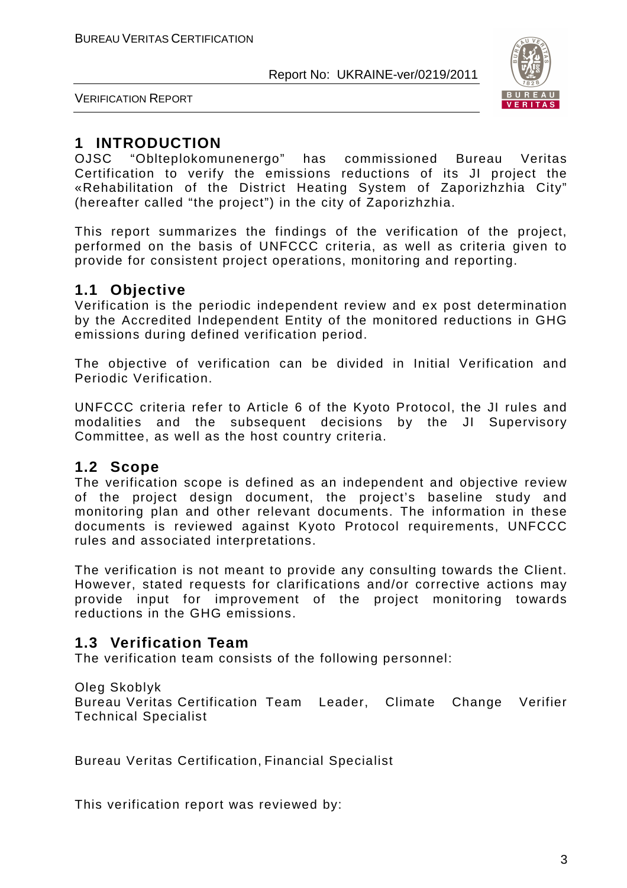# 1 INTRODUCTION

OJSC "Oblteplokomunenergo" has commissioned Bureau Veritas Certification to verify the emissions reductions of its JI project the «Rehabilitation of the District Heating System of Zaporizhzhia City" (hereafter called "the project") in the city of Zaporizhzhia.

This report summarizes the findings of the verification of the project, performed on the basis of UNFCCC criteria, as well as criteria given to provide for consistent project operations, monitoring and reporting.

## 1.1 Objective

Verification is the periodic independent review and ex post determination by the Accredited Independent Entity of the monitored reductions in GHG emissions during defined verification period.

The objective of verification can be divided in Initial Verification and Periodic Verification.

UNFCCC criteria refer to Article 6 of the Kyoto Protocol, the JI rules and modalities and the subsequent decisions by the JI Supervisory Committee, as well as the host country criteria.

## 1.2 Scope

The verification scope is defined as an independent and objective review of the project design document, the project's baseline study and monitoring plan and other relevant documents. The information in these documents is reviewed against Kyoto Protocol requirements, UNFCCC rules and associated interpretations.

The verification is not meant to provide any consulting towards the Client. However, stated requests for clarifications and/or corrective actions may provide input for improvement of the project monitoring towards reductions in the GHG emissions.

## 1.3 Verification Team

The verification team consists of the following personnel:

Oleg Skoblyk
Bureau Veritas Certification Team Leader, Climate Change Verifier Technical Specialist

Bureau Veritas Certification, Financial Specialist

This verification report was reviewed by: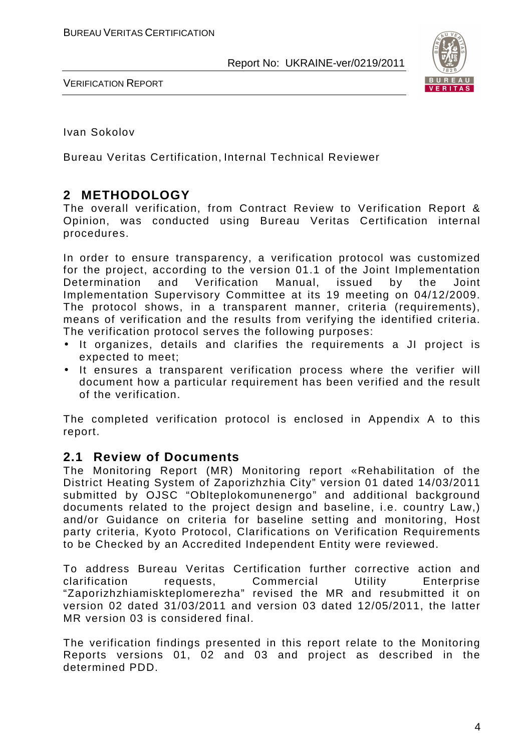Ivan Sokolov

Bureau Veritas Certification, Internal Technical Reviewer

## 2 METHODOLOGY

The overall verification, from Contract Review to Verification Report & Opinion, was conducted using Bureau Veritas Certification internal procedures.

In order to ensure transparency, a verification protocol was customized for the project, according to the version 01.1 of the Joint Implementation Determination and Verification Manual, issued by the Joint Implementation Supervisory Committee at its 19 meeting on 04/12/2009. The protocol shows, in a transparent manner, criteria (requirements), means of verification and the results from verifying the identified criteria. The verification protocol serves the following purposes:

- It organizes, details and clarifies the requirements a JI project is expected to meet;
- It ensures a transparent verification process where the verifier will document how a particular requirement has been verified and the result of the verification.

The completed verification protocol is enclosed in Appendix A to this report.

### 2.1 Review of Documents

The Monitoring Report (MR) Monitoring report «Rehabilitation of the District Heating System of Zaporizhzhia City" version 01 dated 14/03/2011 submitted by OJSC "Oblteplokomunenergo" and additional background documents related to the project design and baseline, i.e. country Law,) and/or Guidance on criteria for baseline setting and monitoring, Host party criteria, Kyoto Protocol, Clarifications on Verification Requirements to be Checked by an Accredited Independent Entity were reviewed.

To address Bureau Veritas Certification further corrective action and clarification requests, Commercial Utility Enterprise "Zaporizhzhiamiskteplomerezha" revised the MR and resubmitted it on version 02 dated 31/03/2011 and version 03 dated 12/05/2011, the latter MR version 03 is considered final.

The verification findings presented in this report relate to the Monitoring Reports versions 01, 02 and 03 and project as described in the determined PDD.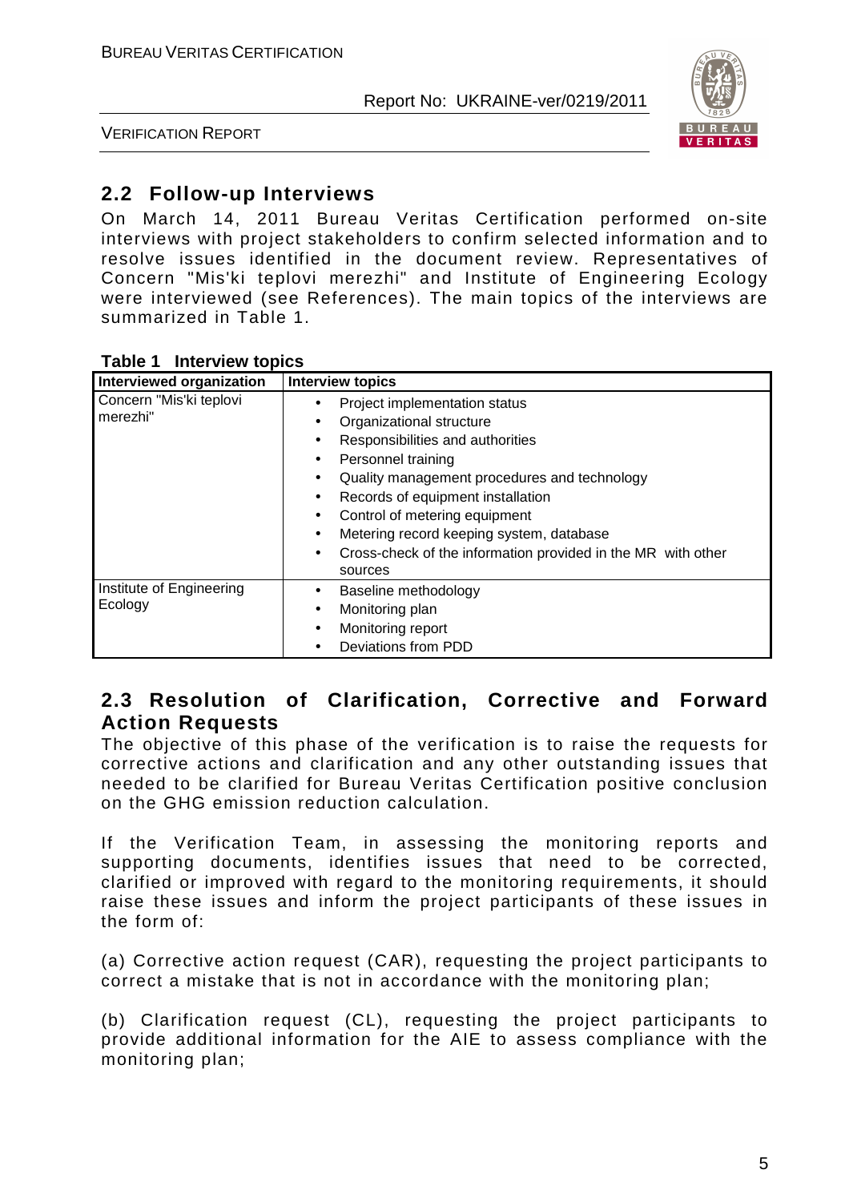## 2.2 Follow-up Interviews

On March 14, 2011 Bureau Veritas Certification performed on-site interviews with project stakeholders to confirm selected information and to resolve issues identified in the document review. Representatives of Concern "Mis'ki teplovi merezhi" and Institute of Engineering Ecology were interviewed (see References). The main topics of the interviews are summarized in Table 1.

**Table 1 Interview topics**

| Interviewed organization | Interview topics |
|---|---|
| Concern "Mis'ki teplovi merezhi" | • Project implementation status<br>• Organizational structure<br>• Responsibilities and authorities<br>• Personnel training<br>• Quality management procedures and technology<br>• Records of equipment installation<br>• Control of metering equipment<br>• Metering record keeping system, database<br>• Cross-check of the information provided in the MR with other sources |
| Institute of Engineering Ecology | • Baseline methodology<br>• Monitoring plan<br>• Monitoring report<br>• Deviations from PDD |

## 2.3 Resolution of Clarification, Corrective and Forward Action Requests

The objective of this phase of the verification is to raise the requests for corrective actions and clarification and any other outstanding issues that needed to be clarified for Bureau Veritas Certification positive conclusion on the GHG emission reduction calculation.

If the Verification Team, in assessing the monitoring reports and supporting documents, identifies issues that need to be corrected, clarified or improved with regard to the monitoring requirements, it should raise these issues and inform the project participants of these issues in the form of:

(a) Corrective action request (CAR), requesting the project participants to correct a mistake that is not in accordance with the monitoring plan;

(b) Clarification request (CL), requesting the project participants to provide additional information for the AIE to assess compliance with the monitoring plan;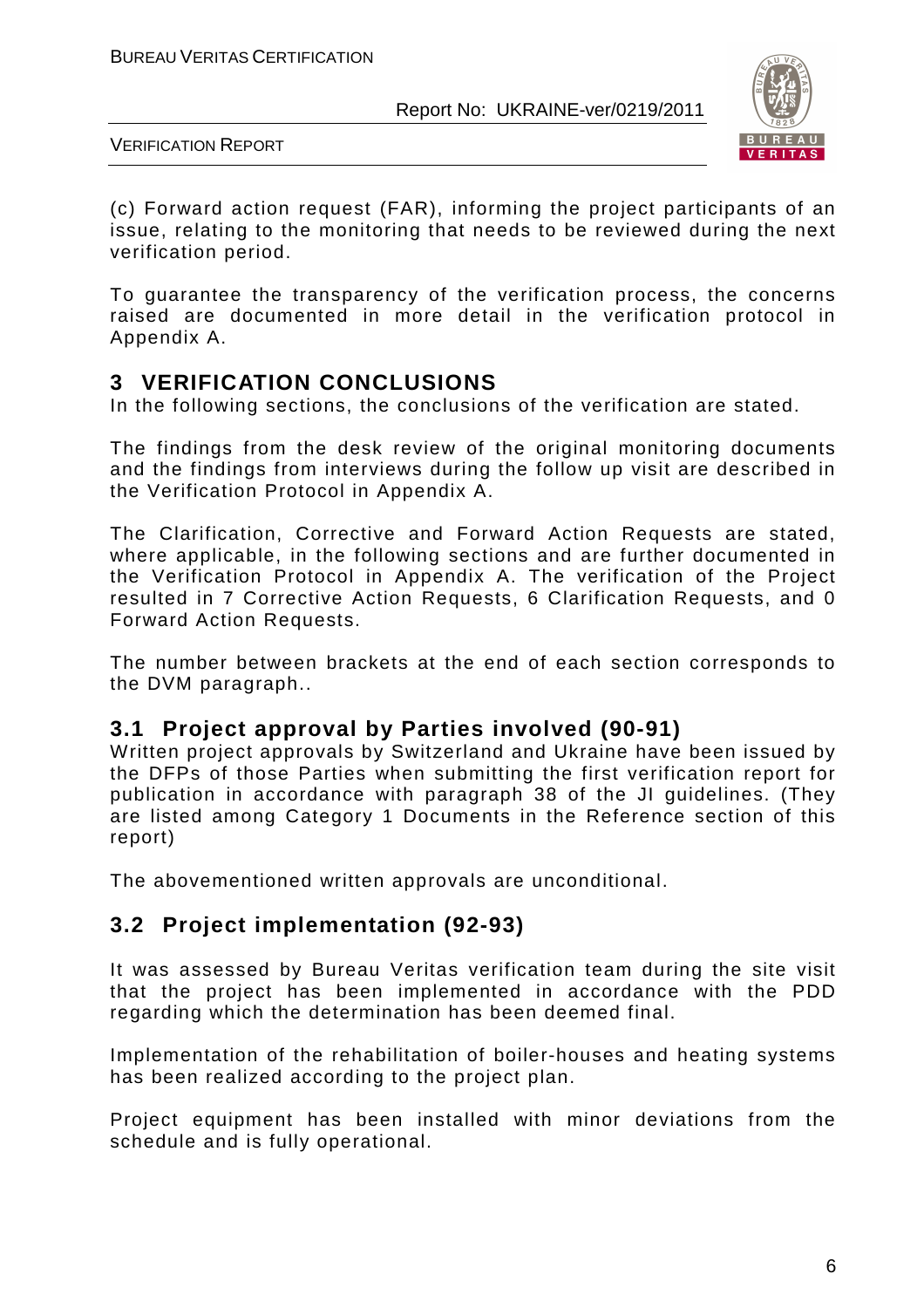(c) Forward action request (FAR), informing the project participants of an issue, relating to the monitoring that needs to be reviewed during the next verification period.

To guarantee the transparency of the verification process, the concerns raised are documented in more detail in the verification protocol in Appendix A.

# 3 VERIFICATION CONCLUSIONS

In the following sections, the conclusions of the verification are stated.

The findings from the desk review of the original monitoring documents and the findings from interviews during the follow up visit are described in the Verification Protocol in Appendix A.

The Clarification, Corrective and Forward Action Requests are stated, where applicable, in the following sections and are further documented in the Verification Protocol in Appendix A. The verification of the Project resulted in 7 Corrective Action Requests, 6 Clarification Requests, and 0 Forward Action Requests.

The number between brackets at the end of each section corresponds to the DVM paragraph..

## 3.1 Project approval by Parties involved (90-91)

Written project approvals by Switzerland and Ukraine have been issued by the DFPs of those Parties when submitting the first verification report for publication in accordance with paragraph 38 of the JI guidelines. (They are listed among Category 1 Documents in the Reference section of this report)

The abovementioned written approvals are unconditional.

## 3.2 Project implementation (92-93)

It was assessed by Bureau Veritas verification team during the site visit that the project has been implemented in accordance with the PDD regarding which the determination has been deemed final.

Implementation of the rehabilitation of boiler-houses and heating systems has been realized according to the project plan.

Project equipment has been installed with minor deviations from the schedule and is fully operational.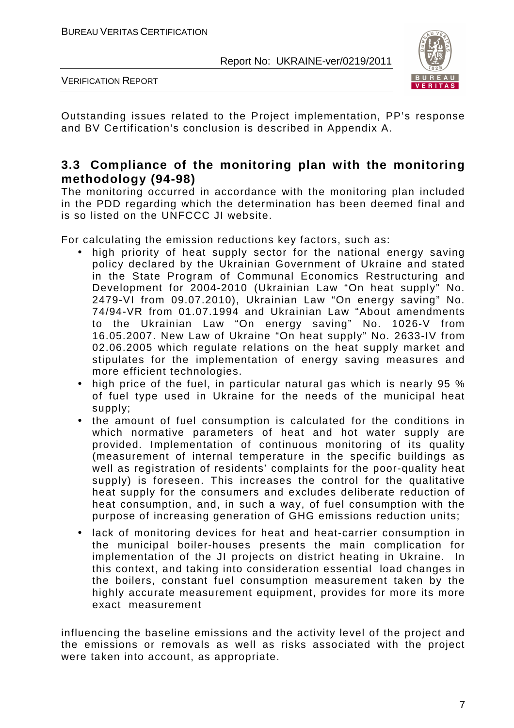Outstanding issues related to the Project implementation, PP's response and BV Certification's conclusion is described in Appendix A.

## 3.3 Compliance of the monitoring plan with the monitoring methodology (94-98)

The monitoring occurred in accordance with the monitoring plan included in the PDD regarding which the determination has been deemed final and is so listed on the UNFCCC JI website.

For calculating the emission reductions key factors, such as:

- high priority of heat supply sector for the national energy saving policy declared by the Ukrainian Government of Ukraine and stated in the State Program of Communal Economics Restructuring and Development for 2004-2010 (Ukrainian Law "On heat supply" No. 2479-VI from 09.07.2010), Ukrainian Law "On energy saving" No. 74/94-VR from 01.07.1994 and Ukrainian Law "About amendments to the Ukrainian Law "On energy saving" No. 1026-V from 16.05.2007. New Law of Ukraine "On heat supply" No. 2633-IV from 02.06.2005 which regulate relations on the heat supply market and stipulates for the implementation of energy saving measures and more efficient technologies.
- high price of the fuel, in particular natural gas which is nearly 95 % of fuel type used in Ukraine for the needs of the municipal heat supply;
- the amount of fuel consumption is calculated for the conditions in which normative parameters of heat and hot water supply are provided. Implementation of continuous monitoring of its quality (measurement of internal temperature in the specific buildings as well as registration of residents' complaints for the poor-quality heat supply) is foreseen. This increases the control for the qualitative heat supply for the consumers and excludes deliberate reduction of heat consumption, and, in such a way, of fuel consumption with the purpose of increasing generation of GHG emissions reduction units;
- lack of monitoring devices for heat and heat-carrier consumption in the municipal boiler-houses presents the main complication for implementation of the JI projects on district heating in Ukraine. In this context, and taking into consideration essential load changes in the boilers, constant fuel consumption measurement taken by the highly accurate measurement equipment, provides for more its more exact measurement

influencing the baseline emissions and the activity level of the project and the emissions or removals as well as risks associated with the project were taken into account, as appropriate.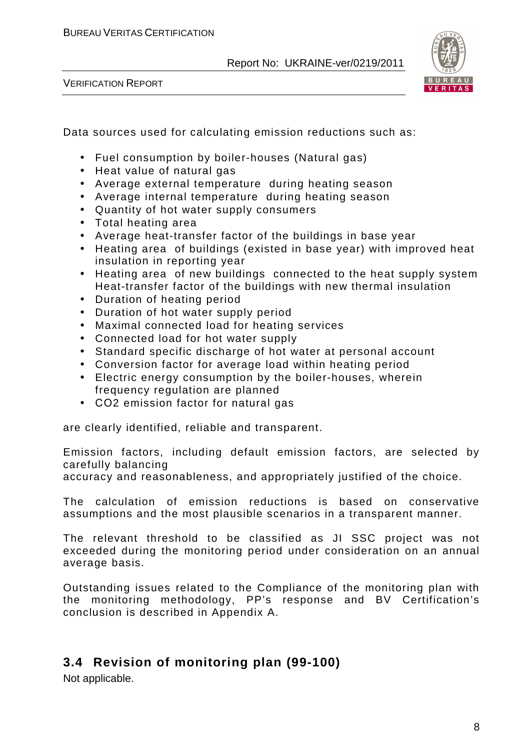Data sources used for calculating emission reductions such as:

- Fuel consumption by boiler-houses (Natural gas)
- Heat value of natural gas
- Average external temperature during heating season
- Average internal temperature during heating season
- Quantity of hot water supply consumers
- Total heating area
- Average heat-transfer factor of the buildings in base year
- Heating area of buildings (existed in base year) with improved heat insulation in reporting year
- Heating area of new buildings connected to the heat supply system Heat-transfer factor of the buildings with new thermal insulation
- Duration of heating period
- Duration of hot water supply period
- Maximal connected load for heating services
- Connected load for hot water supply
- Standard specific discharge of hot water at personal account
- Conversion factor for average load within heating period
- Electric energy consumption by the boiler-houses, wherein frequency regulation are planned
- $CO_2$ emission factor for natural gas

are clearly identified, reliable and transparent.

Emission factors, including default emission factors, are selected by carefully balancing
accuracy and reasonableness, and appropriately justified of the choice.

The calculation of emission reductions is based on conservative assumptions and the most plausible scenarios in a transparent manner.

The relevant threshold to be classified as JI SSC project was not exceeded during the monitoring period under consideration on an annual average basis.

Outstanding issues related to the Compliance of the monitoring plan with the monitoring methodology, PP's response and BV Certification's conclusion is described in Appendix A.

## 3.4 Revision of monitoring plan (99-100)

Not applicable.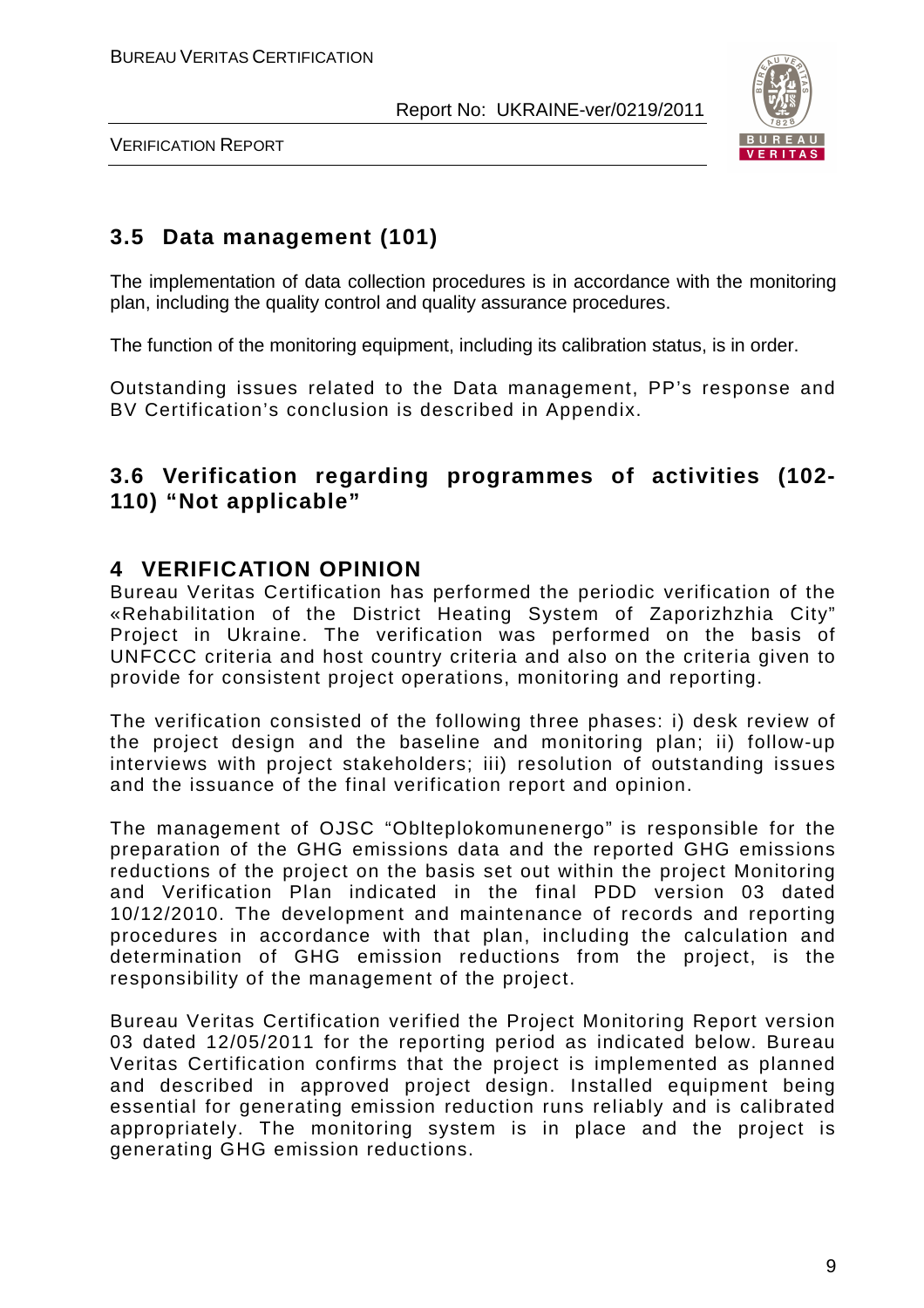## 3.5 Data management (101)

The implementation of data collection procedures is in accordance with the monitoring plan, including the quality control and quality assurance procedures.

The function of the monitoring equipment, including its calibration status, is in order.

Outstanding issues related to the Data management, PP's response and BV Certification's conclusion is described in Appendix.

## 3.6 Verification regarding programmes of activities (102-110) "Not applicable"

# 4 VERIFICATION OPINION

Bureau Veritas Certification has performed the periodic verification of the «Rehabilitation of the District Heating System of Zaporizhzhia City" Project in Ukraine. The verification was performed on the basis of UNFCCC criteria and host country criteria and also on the criteria given to provide for consistent project operations, monitoring and reporting.

The verification consisted of the following three phases: i) desk review of the project design and the baseline and monitoring plan; ii) follow-up interviews with project stakeholders; iii) resolution of outstanding issues and the issuance of the final verification report and opinion.

The management of OJSC "Oblteplokomunenergo" is responsible for the preparation of the GHG emissions data and the reported GHG emissions reductions of the project on the basis set out within the project Monitoring and Verification Plan indicated in the final PDD version 03 dated 10/12/2010. The development and maintenance of records and reporting procedures in accordance with that plan, including the calculation and determination of GHG emission reductions from the project, is the responsibility of the management of the project.

Bureau Veritas Certification verified the Project Monitoring Report version 03 dated 12/05/2011 for the reporting period as indicated below. Bureau Veritas Certification confirms that the project is implemented as planned and described in approved project design. Installed equipment being essential for generating emission reduction runs reliably and is calibrated appropriately. The monitoring system is in place and the project is generating GHG emission reductions.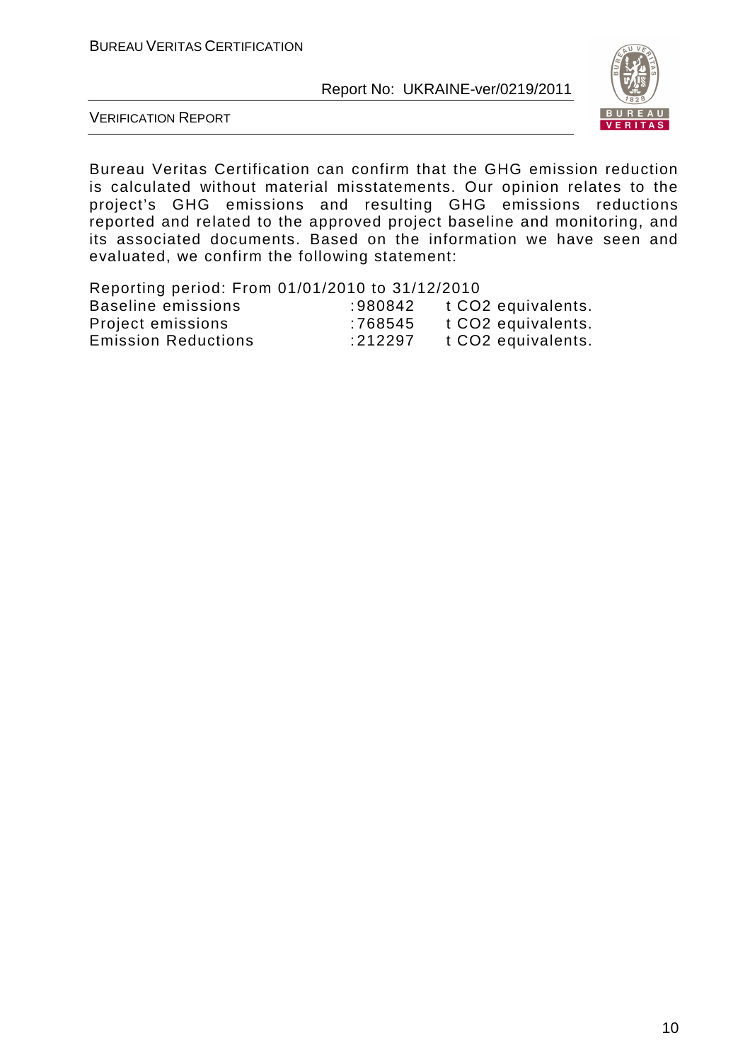Bureau Veritas Certification can confirm that the GHG emission reduction is calculated without material misstatements. Our opinion relates to the project's GHG emissions and resulting GHG emissions reductions reported and related to the approved project baseline and monitoring, and its associated documents. Based on the information we have seen and evaluated, we confirm the following statement:

Reporting period: From 01/01/2010 to 31/12/2010

| | | |
|---|---|---|
| Baseline emissions | :980842 | t $CO_2$ equivalents. |
| Project emissions | :768545 | t $CO_2$ equivalents. |
| Emission Reductions | :212297 | t $CO_2$ equivalents. |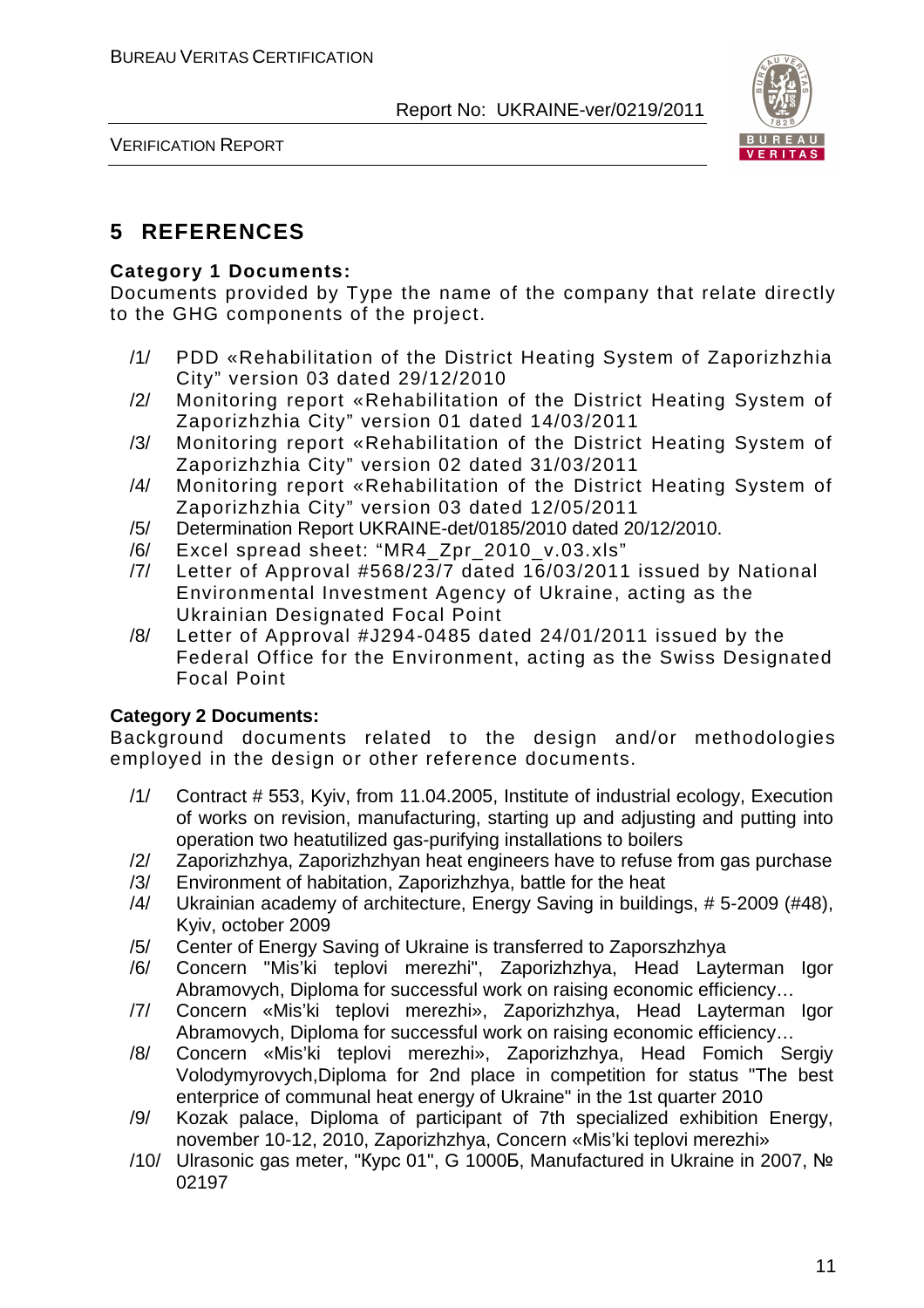# 5 REFERENCES

**Category 1 Documents:**

Documents provided by Type the name of the company that relate directly to the GHG components of the project.

/1/ PDD «Rehabilitation of the District Heating System of Zaporizhzhia City" version 03 dated 29/12/2010

/2/ Monitoring report «Rehabilitation of the District Heating System of Zaporizhzhia City" version 01 dated 14/03/2011

/3/ Monitoring report «Rehabilitation of the District Heating System of Zaporizhzhia City" version 02 dated 31/03/2011

/4/ Monitoring report «Rehabilitation of the District Heating System of Zaporizhzhia City" version 03 dated 12/05/2011

/5/ Determination Report UKRAINE-det/0185/2010 dated 20/12/2010.

/6/ Excel spread sheet: "MR4_Zpr_2010_v.03.xls"

/7/ Letter of Approval #568/23/7 dated 16/03/2011 issued by National Environmental Investment Agency of Ukraine, acting as the Ukrainian Designated Focal Point

/8/ Letter of Approval #J294-0485 dated 24/01/2011 issued by the Federal Office for the Environment, acting as the Swiss Designated Focal Point

**Category 2 Documents:**

Background documents related to the design and/or methodologies employed in the design or other reference documents.

/1/ Contract # 553, Kyiv, from 11.04.2005, Institute of industrial ecology, Execution of works on revision, manufacturing, starting up and adjusting and putting into operation two heatutilized gas-purifying installations to boilers

/2/ Zaporizhzhya, Zaporizhzhyan heat engineers have to refuse from gas purchase

/3/ Environment of habitation, Zaporizhzhya, battle for the heat

/4/ Ukrainian academy of architecture, Energy Saving in buildings, # 5-2009 (#48), Kyiv, october 2009

/5/ Center of Energy Saving of Ukraine is transferred to Zaporszhzhya

/6/ Concern "Mis'ki teplovi merezhi", Zaporizhzhya, Head Layterman Igor Abramovych, Diploma for successful work on raising economic efficiency…

/7/ Concern «Mis'ki teplovi merezhi», Zaporizhzhya, Head Layterman Igor Abramovych, Diploma for successful work on raising economic efficiency…

/8/ Concern «Mis'ki teplovi merezhi», Zaporizhzhya, Head Fomich Sergiy Volodymyrovych,Diploma for 2nd place in competition for status "The best enterprice of communal heat energy of Ukraine" in the 1st quarter 2010

/9/ Kozak palace, Diploma of participant of 7th specialized exhibition Energy, november 10-12, 2010, Zaporizhzhya, Concern «Mis'ki teplovi merezhi»

/10/ Ulrasonic gas meter, "Курс 01", G 1000Б, Manufactured in Ukraine in 2007, № 02197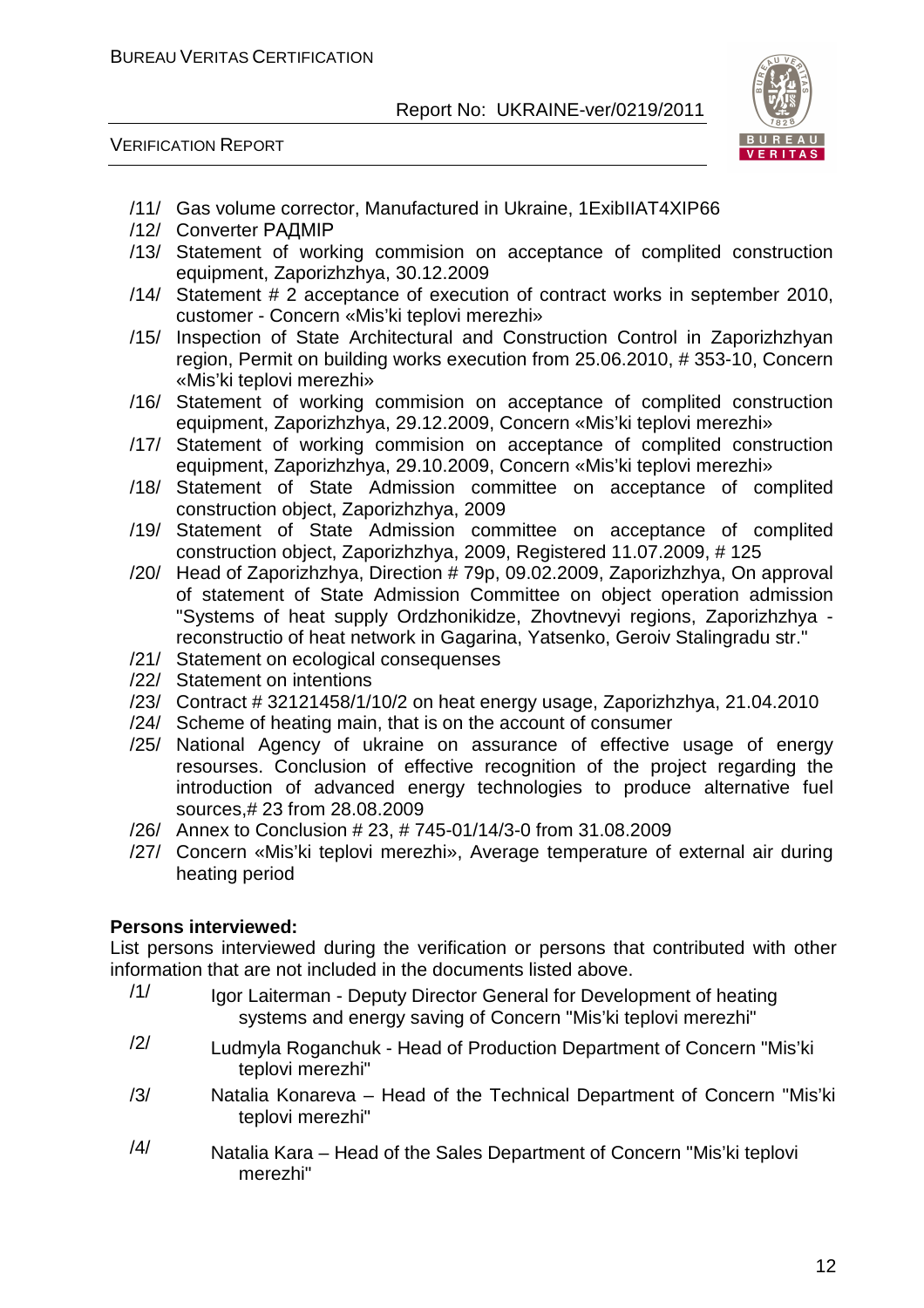/11/ Gas volume corrector, Manufactured in Ukraine, 1ExibIIAT4XIP66

/12/ Converter РАДМІР

/13/ Statement of working commision on acceptance of complited construction equipment, Zaporizhzhya, 30.12.2009

/14/ Statement # 2 acceptance of execution of contract works in september 2010, customer - Concern «Mis'ki teplovi merezhi»

/15/ Inspection of State Architectural and Construction Control in Zaporizhzhyan region, Permit on building works execution from 25.06.2010, # 353-10, Concern «Mis'ki teplovi merezhi»

/16/ Statement of working commision on acceptance of complited construction equipment, Zaporizhzhya, 29.12.2009, Concern «Mis'ki teplovi merezhi»

/17/ Statement of working commision on acceptance of complited construction equipment, Zaporizhzhya, 29.10.2009, Concern «Mis'ki teplovi merezhi»

/18/ Statement of State Admission committee on acceptance of complited construction object, Zaporizhzhya, 2009

/19/ Statement of State Admission committee on acceptance of complited construction object, Zaporizhzhya, 2009, Registered 11.07.2009, # 125

/20/ Head of Zaporizhzhya, Direction # 79p, 09.02.2009, Zaporizhzhya, On approval of statement of State Admission Committee on object operation admission "Systems of heat supply Ordzhonikidze, Zhovtnevyi regions, Zaporizhzhya - reconstructio of heat network in Gagarina, Yatsenko, Geroiv Stalingradu str."

/21/ Statement on ecological consequenses

/22/ Statement on intentions

/23/ Contract # 32121458/1/10/2 on heat energy usage, Zaporizhzhya, 21.04.2010

/24/ Scheme of heating main, that is on the account of consumer

/25/ National Agency of ukraine on assurance of effective usage of energy resourses. Conclusion of effective recognition of the project regarding the introduction of advanced energy technologies to produce alternative fuel sources,# 23 from 28.08.2009

/26/ Annex to Conclusion # 23, # 745-01/14/3-0 from 31.08.2009

/27/ Concern «Mis'ki teplovi merezhi», Average temperature of external air during heating period

**Persons interviewed:**

List persons interviewed during the verification or persons that contributed with other information that are not included in the documents listed above.

/1/ Igor Laiterman - Deputy Director General for Development of heating systems and energy saving of Concern "Mis'ki teplovi merezhi"

/2/ Ludmyla Roganchuk - Head of Production Department of Concern "Mis'ki teplovi merezhi"

/3/ Natalia Konareva – Head of the Technical Department of Concern "Mis'ki teplovi merezhi"

/4/ Natalia Kara – Head of the Sales Department of Concern "Mis'ki teplovi merezhi"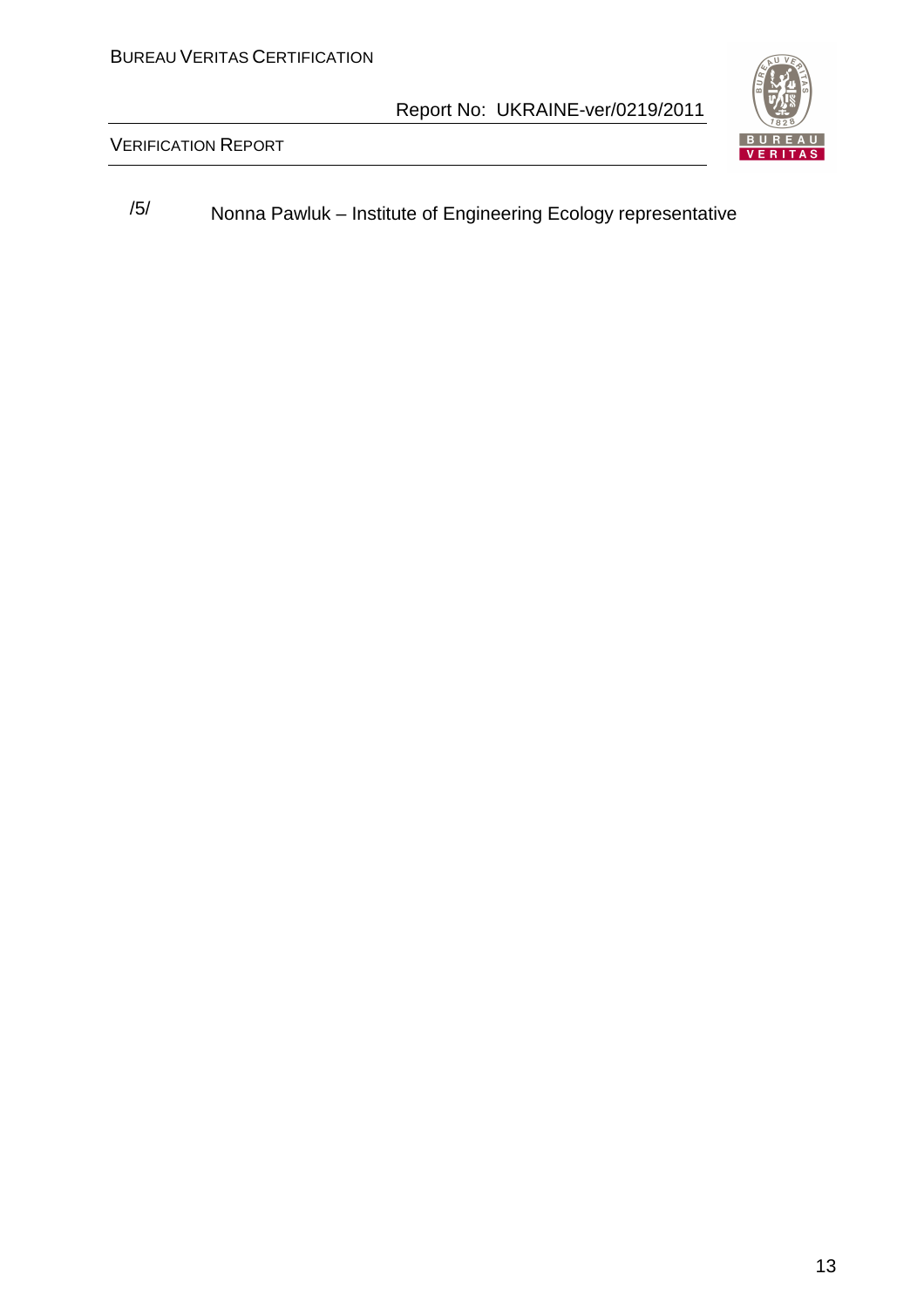/5/ Nonna Pawluk – Institute of Engineering Ecology representative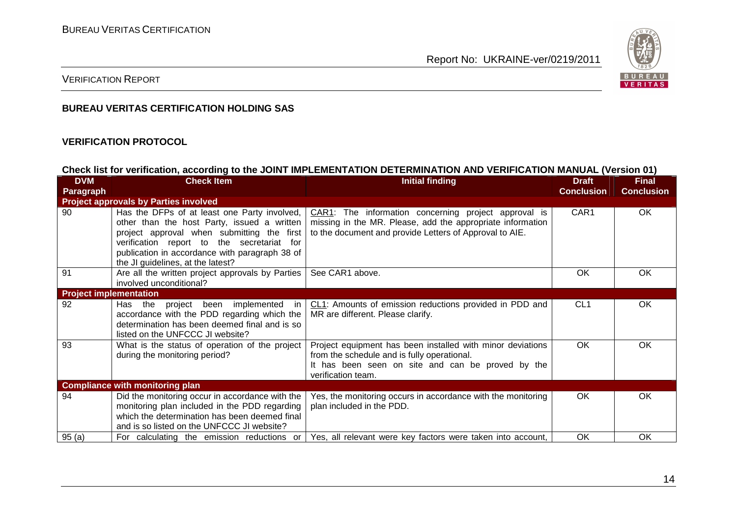**BUREAU VERITAS CERTIFICATION HOLDING SAS**

**VERIFICATION PROTOCOL**

**Check list for verification, according to the JOINT IMPLEMENTATION DETERMINATION AND VERIFICATION MANUAL (Version 01)**

| DVM Paragraph | Check Item | Initial finding | Draft Conclusion | Final Conclusion |
|---|---|---|---|---|
| **Project approvals by Parties involved** | | | | |
| 90 | Has the DFPs of at least one Party involved, other than the host Party, issued a written project approval when submitting the first verification report to the secretariat for publication in accordance with paragraph 38 of the JI guidelines, at the latest? | CAR1: The information concerning project approval is missing in the MR. Please, add the appropriate information to the document and provide Letters of Approval to AIE. | CAR1 | OK |
| 91 | Are all the written project approvals by Parties involved unconditional? | See CAR1 above. | OK | OK |
| **Project implementation** | | | | |
| 92 | Has the project been implemented in accordance with the PDD regarding which the determination has been deemed final and is so listed on the UNFCCC JI website? | CL1: Amounts of emission reductions provided in PDD and MR are different. Please clarify. | CL1 | OK |
| 93 | What is the status of operation of the project during the monitoring period? | Project equipment has been installed with minor deviations from the schedule and is fully operational.<br>It has been seen on site and can be proved by the verification team. | OK | OK |
| **Compliance with monitoring plan** | | | | |
| 94 | Did the monitoring occur in accordance with the monitoring plan included in the PDD regarding which the determination has been deemed final and is so listed on the UNFCCC JI website? | Yes, the monitoring occurs in accordance with the monitoring plan included in the PDD. | OK | OK |
| 95 (a) | For calculating the emission reductions or | Yes, all relevant were key factors were taken into account, | OK | OK |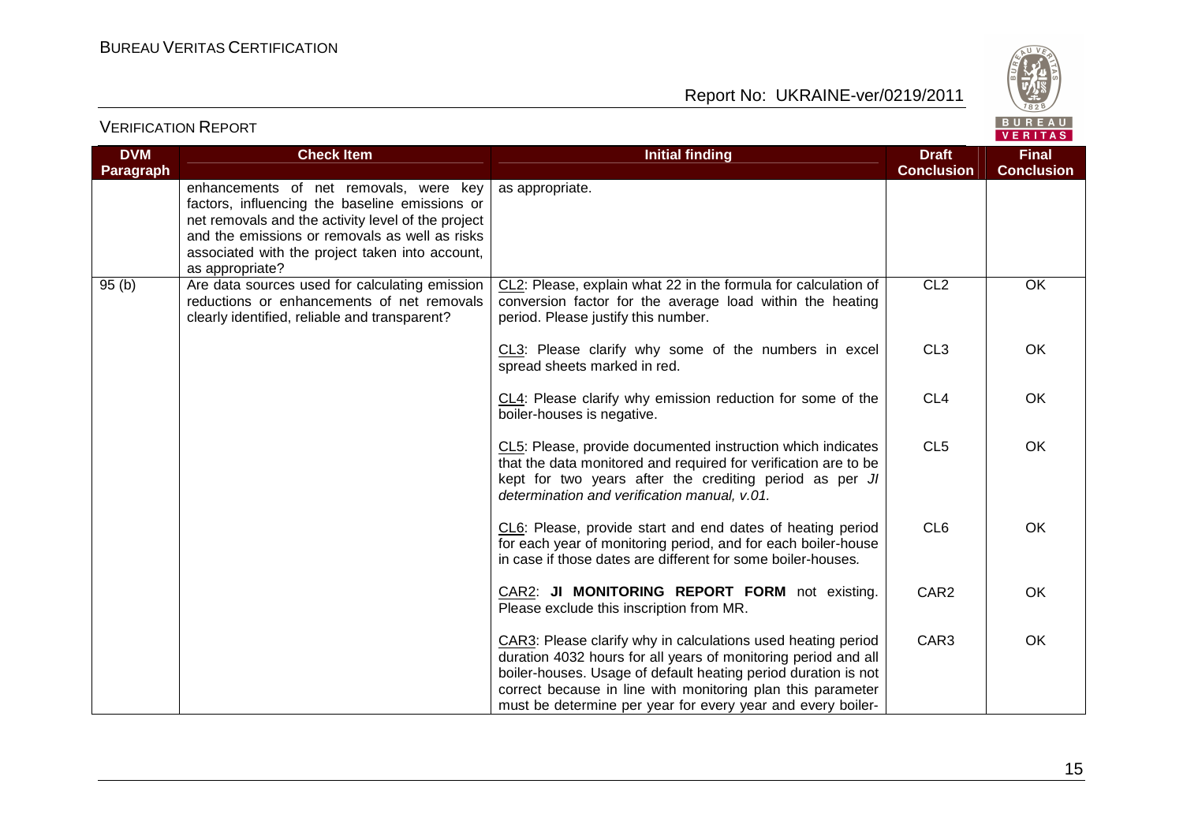| DVM Paragraph | Check Item | Initial finding | Draft Conclusion | Final Conclusion |
|---|---|---|---|---|
| | enhancements of net removals, were key factors, influencing the baseline emissions or net removals and the activity level of the project and the emissions or removals as well as risks associated with the project taken into account, as appropriate? | as appropriate. | | |
| 95 (b) | Are data sources used for calculating emission reductions or enhancements of net removals clearly identified, reliable and transparent? | CL2: Please, explain what 22 in the formula for calculation of conversion factor for the average load within the heating period. Please justify this number. | CL2 | OK |
| | | CL3: Please clarify why some of the numbers in excel spread sheets marked in red. | CL3 | OK |
| | | CL4: Please clarify why emission reduction for some of the boiler-houses is negative. | CL4 | OK |
| | | CL5: Please, provide documented instruction which indicates that the data monitored and required for verification are to be kept for two years after the crediting period as per *JI determination and verification manual, v.01.* | CL5 | OK |
| | | CL6: Please, provide start and end dates of heating period for each year of monitoring period, and for each boiler-house in case if those dates are different for some boiler-houses. | CL6 | OK |
| | | CAR2: **JI MONITORING REPORT FORM** not existing. Please exclude this inscription from MR. | CAR2 | OK |
| | | CAR3: Please clarify why in calculations used heating period duration 4032 hours for all years of monitoring period and all boiler-houses. Usage of default heating period duration is not correct because in line with monitoring plan this parameter must be determine per year for every year and every boiler- | CAR3 | OK |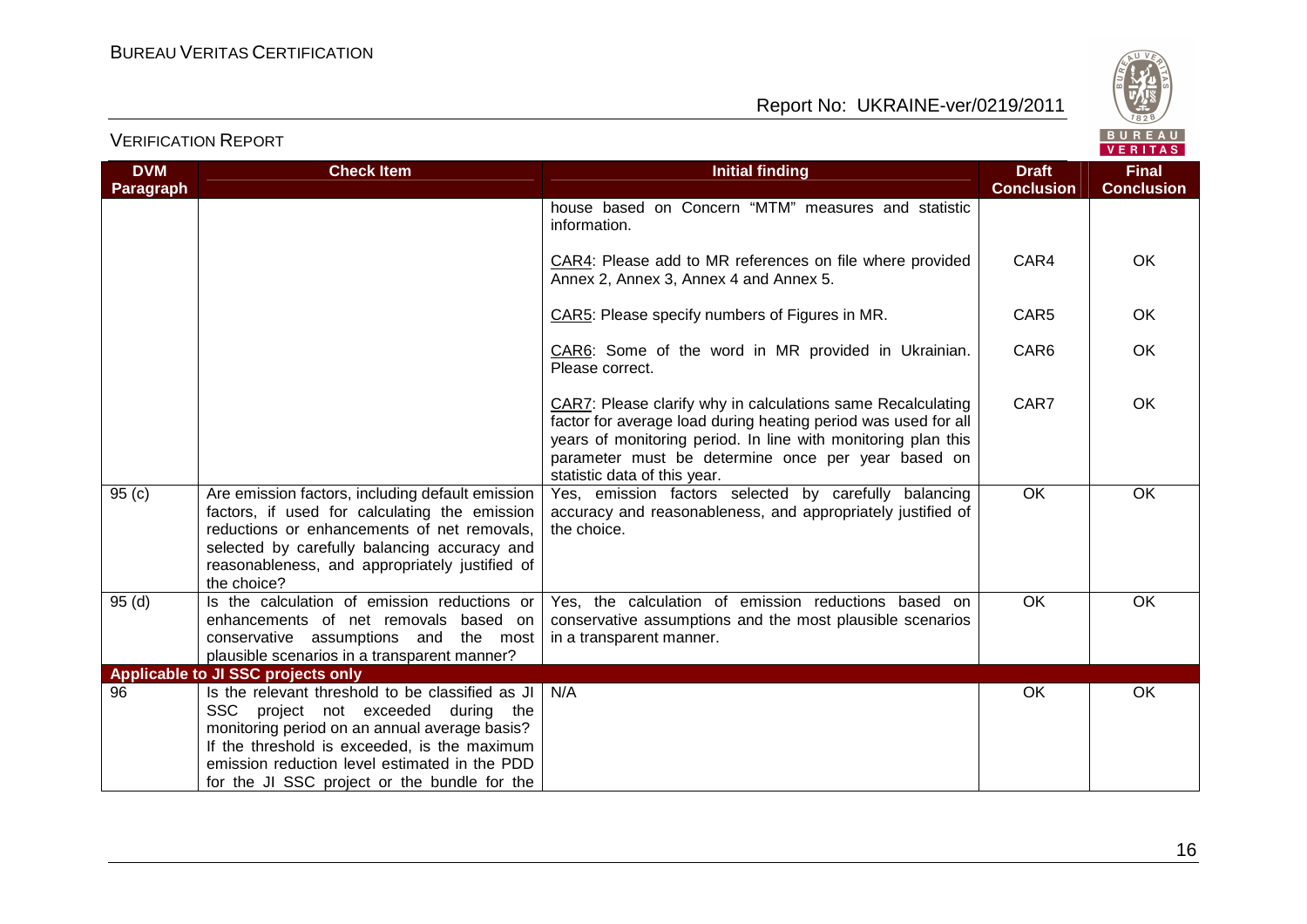| DVM Paragraph | Check Item | Initial finding | Draft Conclusion | Final Conclusion |
|---|---|---|---|---|
| | | house based on Concern "MTM" measures and statistic information. | | |
| | | CAR4: Please add to MR references on file where provided Annex 2, Annex 3, Annex 4 and Annex 5. | CAR4 | OK |
| | | CAR5: Please specify numbers of Figures in MR. | CAR5 | OK |
| | | CAR6: Some of the word in MR provided in Ukrainian. Please correct. | CAR6 | OK |
| | | CAR7: Please clarify why in calculations same Recalculating factor for average load during heating period was used for all years of monitoring period. In line with monitoring plan this parameter must be determine once per year based on statistic data of this year. | CAR7 | OK |
| 95 (c) | Are emission factors, including default emission factors, if used for calculating the emission reductions or enhancements of net removals, selected by carefully balancing accuracy and reasonableness, and appropriately justified of the choice? | Yes, emission factors selected by carefully balancing accuracy and reasonableness, and appropriately justified of the choice. | OK | OK |
| 95 (d) | Is the calculation of emission reductions or enhancements of net removals based on conservative assumptions and the most plausible scenarios in a transparent manner? | Yes, the calculation of emission reductions based on conservative assumptions and the most plausible scenarios in a transparent manner. | OK | OK |
| **Applicable to JI SSC projects only** | | | | |
| 96 | Is the relevant threshold to be classified as JI SSC project not exceeded during the monitoring period on an annual average basis? If the threshold is exceeded, is the maximum emission reduction level estimated in the PDD for the JI SSC project or the bundle for the | N/A | OK | OK |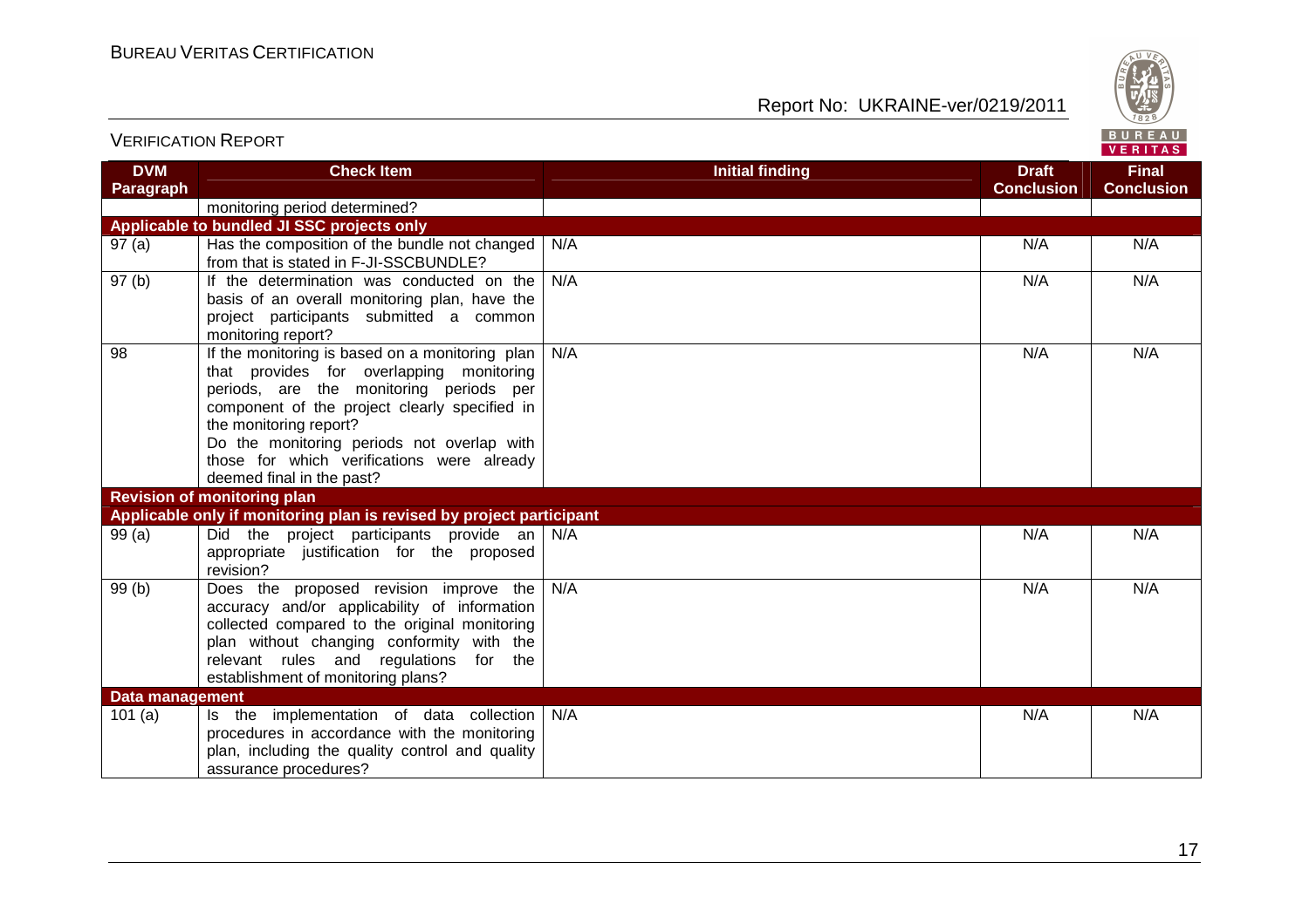| DVM Paragraph | Check Item | Initial finding | Draft Conclusion | Final Conclusion |
|---|---|---|---|---|
| | monitoring period determined? | | | |
| **Applicable to bundled JI SSC projects only** | | | | |
| 97 (a) | Has the composition of the bundle not changed from that is stated in F-JI-SSCBUNDLE? | N/A | N/A | N/A |
| 97 (b) | If the determination was conducted on the basis of an overall monitoring plan, have the project participants submitted a common monitoring report? | N/A | N/A | N/A |
| 98 | If the monitoring is based on a monitoring plan that provides for overlapping monitoring periods, are the monitoring periods per component of the project clearly specified in the monitoring report?<br>Do the monitoring periods not overlap with those for which verifications were already deemed final in the past? | N/A | N/A | N/A |
| **Revision of monitoring plan** | | | | |
| **Applicable only if monitoring plan is revised by project participant** | | | | |
| 99 (a) | Did the project participants provide an appropriate justification for the proposed revision? | N/A | N/A | N/A |
| 99 (b) | Does the proposed revision improve the accuracy and/or applicability of information collected compared to the original monitoring plan without changing conformity with the relevant rules and regulations for the establishment of monitoring plans? | N/A | N/A | N/A |
| **Data management** | | | | |
| 101 (a) | Is the implementation of data collection procedures in accordance with the monitoring plan, including the quality control and quality assurance procedures? | N/A | N/A | N/A |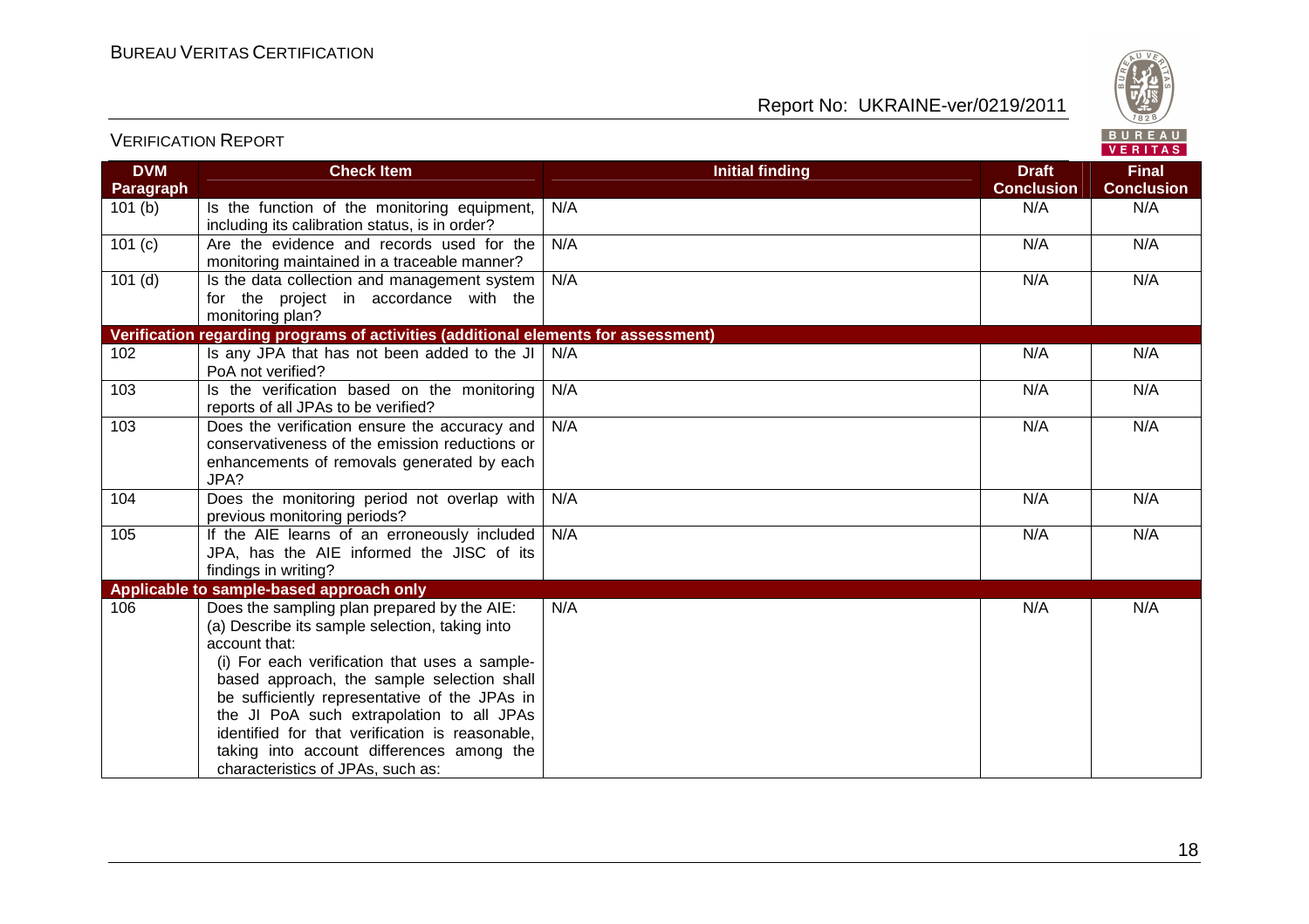| DVM Paragraph | Check Item | Initial finding | Draft Conclusion | Final Conclusion |
|---|---|---|---|---|
| 101 (b) | Is the function of the monitoring equipment, including its calibration status, is in order? | N/A | N/A | N/A |
| 101 (c) | Are the evidence and records used for the monitoring maintained in a traceable manner? | N/A | N/A | N/A |
| 101 (d) | Is the data collection and management system for the project in accordance with the monitoring plan? | N/A | N/A | N/A |
| **Verification regarding programs of activities (additional elements for assessment)** | | | | |
| 102 | Is any JPA that has not been added to the JI PoA not verified? | N/A | N/A | N/A |
| 103 | Is the verification based on the monitoring reports of all JPAs to be verified? | N/A | N/A | N/A |
| 103 | Does the verification ensure the accuracy and conservativeness of the emission reductions or enhancements of removals generated by each JPA? | N/A | N/A | N/A |
| 104 | Does the monitoring period not overlap with previous monitoring periods? | N/A | N/A | N/A |
| 105 | If the AIE learns of an erroneously included JPA, has the AIE informed the JISC of its findings in writing? | N/A | N/A | N/A |
| **Applicable to sample-based approach only** | | | | |
| 106 | Does the sampling plan prepared by the AIE:<br>(a) Describe its sample selection, taking into account that:<br>(i) For each verification that uses a sample-based approach, the sample selection shall be sufficiently representative of the JPAs in the JI PoA such extrapolation to all JPAs identified for that verification is reasonable, taking into account differences among the characteristics of JPAs, such as: | N/A | N/A | N/A |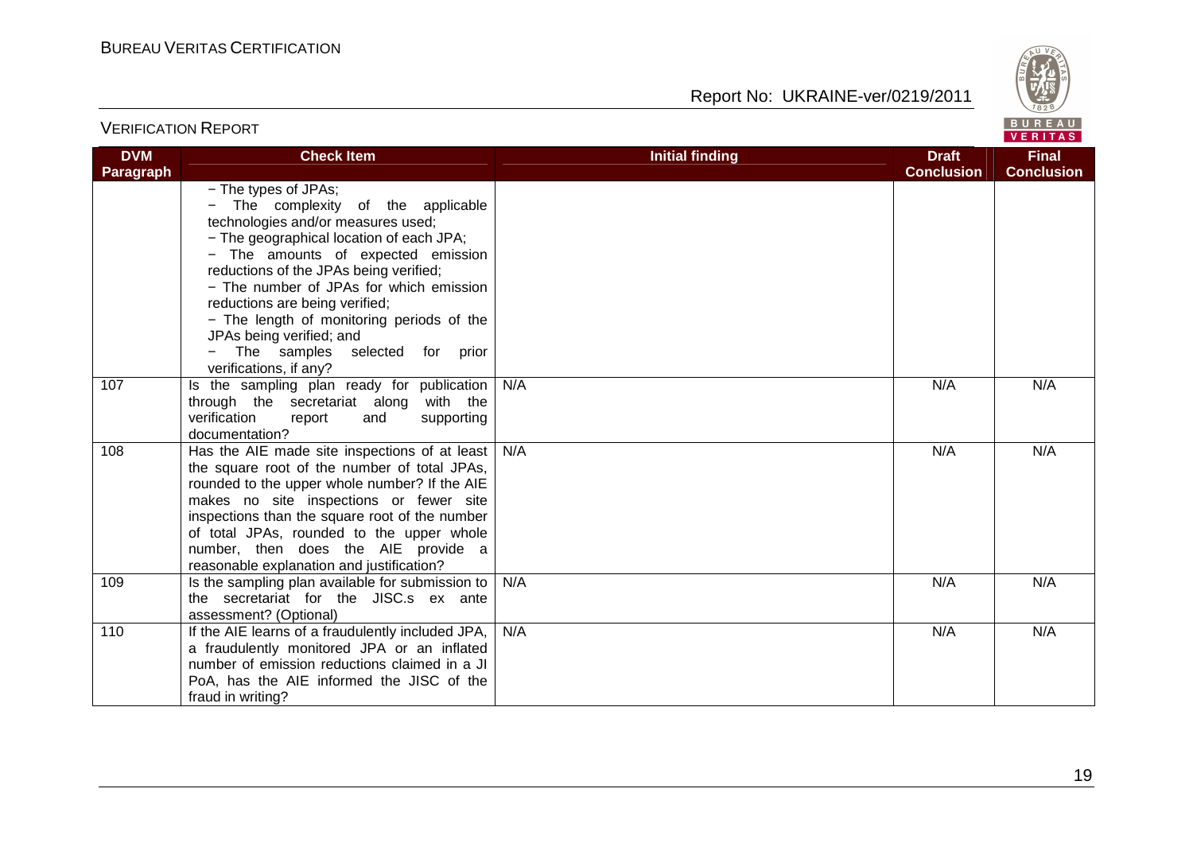| DVM Paragraph | Check Item | Initial finding | Draft Conclusion | Final Conclusion |
|---|---|---|---|---|
| | − The types of JPAs;<br>− The complexity of the applicable technologies and/or measures used;<br>− The geographical location of each JPA;<br>− The amounts of expected emission reductions of the JPAs being verified;<br>− The number of JPAs for which emission reductions are being verified;<br>− The length of monitoring periods of the JPAs being verified; and<br>− The samples selected for prior verifications, if any? | | | |
| 107 | Is the sampling plan ready for publication through the secretariat along with the verification report and supporting documentation? | N/A | N/A | N/A |
| 108 | Has the AIE made site inspections of at least the square root of the number of total JPAs, rounded to the upper whole number? If the AIE makes no site inspections or fewer site inspections than the square root of the number of total JPAs, rounded to the upper whole number, then does the AIE provide a reasonable explanation and justification? | N/A | N/A | N/A |
| 109 | Is the sampling plan available for submission to the secretariat for the JISC.s ex ante assessment? (Optional) | N/A | N/A | N/A |
| 110 | If the AIE learns of a fraudulently included JPA, a fraudulently monitored JPA or an inflated number of emission reductions claimed in a JI PoA, has the AIE informed the JISC of the fraud in writing? | N/A | N/A | N/A |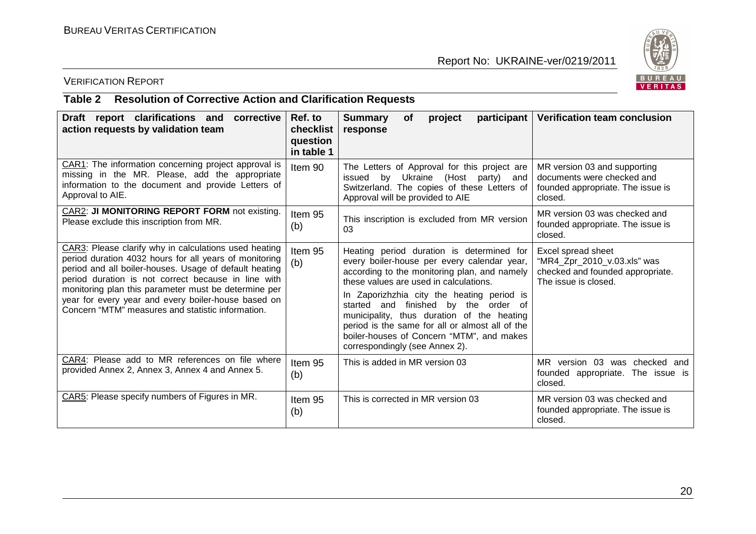VERIFICATION REPORT

### Table 2 Resolution of Corrective Action and Clarification Requests

| Draft report clarifications and corrective action requests by validation team | Ref. to checklist question in table 1 | Summary of project participant response | Verification team conclusion |
|---|---|---|---|
| CAR1: The information concerning project approval is missing in the MR. Please, add the appropriate information to the document and provide Letters of Approval to AIE. | Item 90 | The Letters of Approval for this project are issued by Ukraine (Host party) and Switzerland. The copies of these Letters of Approval will be provided to AIE | MR version 03 and supporting documents were checked and founded appropriate. The issue is closed. |
| CAR2: **JI MONITORING REPORT FORM** not existing. Please exclude this inscription from MR. | Item 95 (b) | This inscription is excluded from MR version 03 | MR version 03 was checked and founded appropriate. The issue is closed. |
| CAR3: Please clarify why in calculations used heating period duration 4032 hours for all years of monitoring period and all boiler-houses. Usage of default heating period duration is not correct because in line with monitoring plan this parameter must be determine per year for every year and every boiler-house based on Concern "MTM" measures and statistic information. | Item 95 (b) | Heating period duration is determined for every boiler-house per every calendar year, according to the monitoring plan, and namely these values are used in calculations.<br><br>In Zaporizhzhia city the heating period is started and finished by the order of municipality, thus duration of the heating period is the same for all or almost all of the boiler-houses of Concern "MTM", and makes correspondingly (see Annex 2). | Excel spread sheet "MR4_Zpr_2010_v.03.xls" was checked and founded appropriate. The issue is closed. |
| CAR4: Please add to MR references on file where provided Annex 2, Annex 3, Annex 4 and Annex 5. | Item 95 (b) | This is added in MR version 03 | MR version 03 was checked and founded appropriate. The issue is closed. |
| CAR5: Please specify numbers of Figures in MR. | Item 95 (b) | This is corrected in MR version 03 | MR version 03 was checked and founded appropriate. The issue is closed. |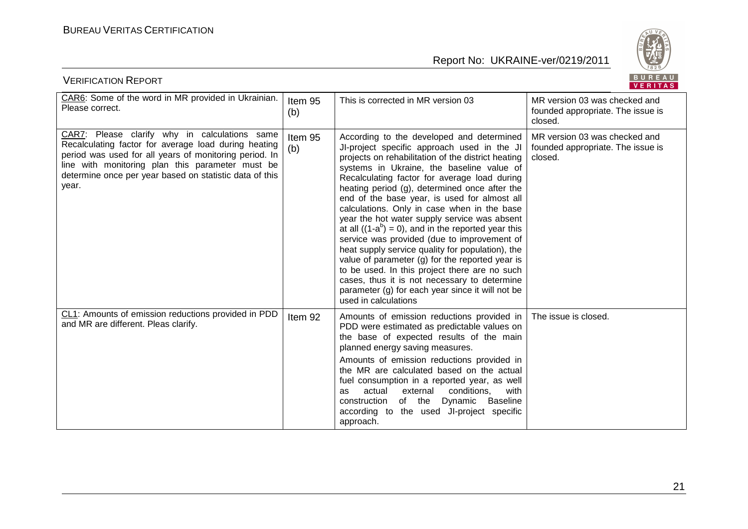| CAR6: Some of the word in MR provided in Ukrainian. Please correct. | Item 95 (b) | This is corrected in MR version 03 | MR version 03 was checked and founded appropriate. The issue is closed. |
|---|---|---|---|
| CAR7: Please clarify why in calculations same Recalculating factor for average load during heating period was used for all years of monitoring period. In line with monitoring plan this parameter must be determine once per year based on statistic data of this year. | Item 95 (b) | According to the developed and determined JI-project specific approach used in the JI projects on rehabilitation of the district heating systems in Ukraine, the baseline value of Recalculating factor for average load during heating period (g), determined once after the end of the base year, is used for almost all calculations. Only in case when in the base year the hot water supply service was absent at all $((1-a^b) = 0)$, and in the reported year this service was provided (due to improvement of heat supply service quality for population), the value of parameter (g) for the reported year is to be used. In this project there are no such cases, thus it is not necessary to determine parameter (g) for each year since it will not be used in calculations | MR version 03 was checked and founded appropriate. The issue is closed. |
| CL1: Amounts of emission reductions provided in PDD and MR are different. Pleas clarify. | Item 92 | Amounts of emission reductions provided in PDD were estimated as predictable values on the base of expected results of the main planned energy saving measures.<br><br>Amounts of emission reductions provided in the MR are calculated based on the actual fuel consumption in a reported year, as well as actual external conditions, with construction of the Dynamic Baseline according to the used JI-project specific approach. | The issue is closed. |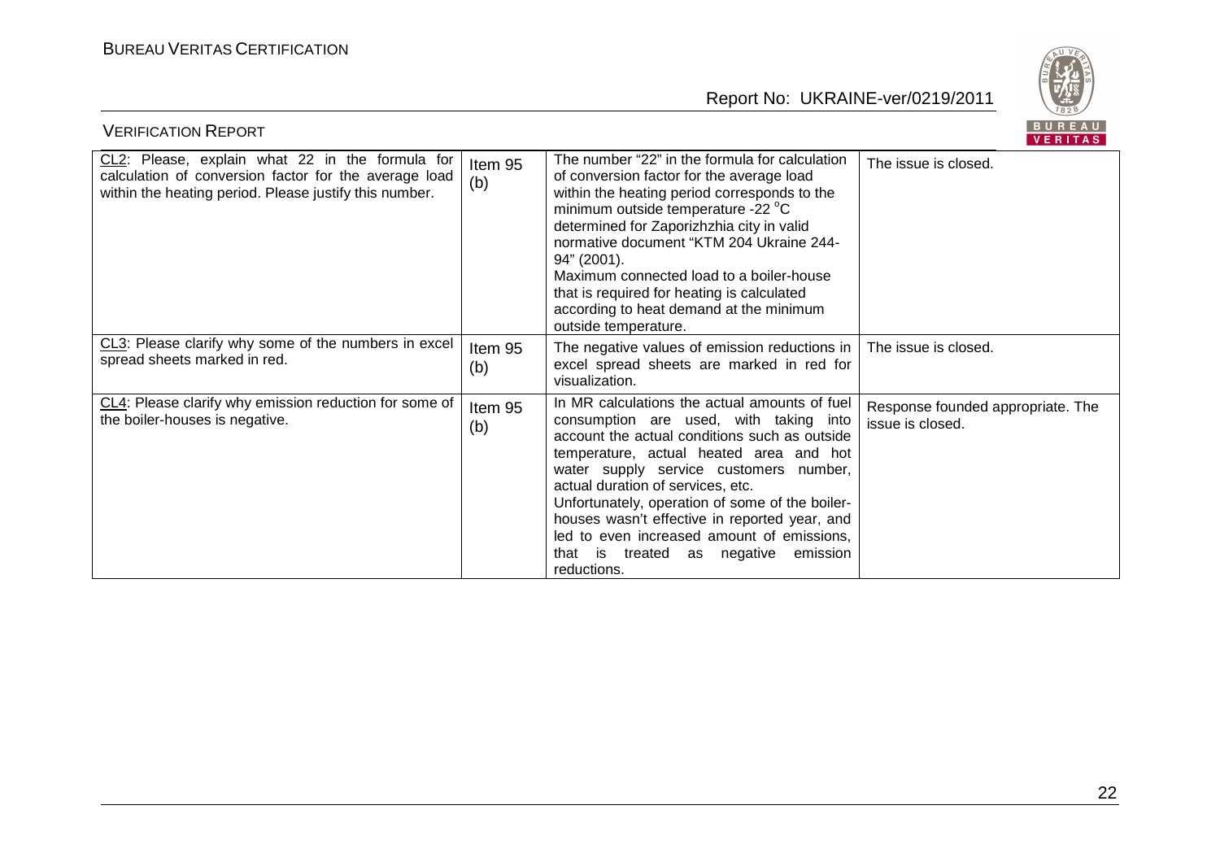| | | | |
|---|---|---|---|
| CL2: Please, explain what 22 in the formula for calculation of conversion factor for the average load within the heating period. Please justify this number. | Item 95 (b) | The number "22" in the formula for calculation of conversion factor for the average load within the heating period corresponds to the minimum outside temperature -22 °C determined for Zaporizhzhia city in valid normative document "KTM 204 Ukraine 244-94" (2001). Maximum connected load to a boiler-house that is required for heating is calculated according to heat demand at the minimum outside temperature. | The issue is closed. |
| CL3: Please clarify why some of the numbers in excel spread sheets marked in red. | Item 95 (b) | The negative values of emission reductions in excel spread sheets are marked in red for visualization. | The issue is closed. |
| CL4: Please clarify why emission reduction for some of the boiler-houses is negative. | Item 95 (b) | In MR calculations the actual amounts of fuel consumption are used, with taking into account the actual conditions such as outside temperature, actual heated area and hot water supply service customers number, actual duration of services, etc. Unfortunately, operation of some of the boiler-houses wasn't effective in reported year, and led to even increased amount of emissions, that is treated as negative emission reductions. | Response founded appropriate. The issue is closed. |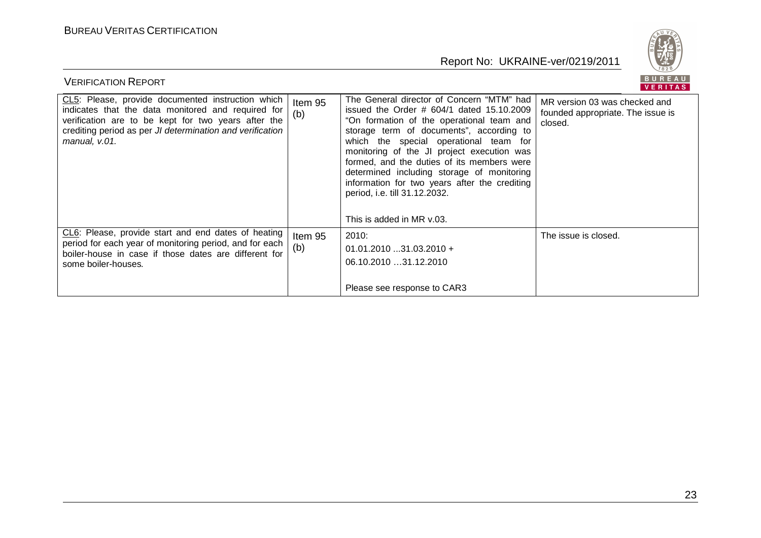| | | | |
|---|---|---|---|
| CL5: Please, provide documented instruction which indicates that the data monitored and required for verification are to be kept for two years after the crediting period as per *JI determination and verification manual, v.01.* | Item 95 (b) | The General director of Concern "MTM" had issued the Order # 604/1 dated 15.10.2009 "On formation of the operational team and storage term of documents", according to which the special operational team for monitoring of the JI project execution was formed, and the duties of its members were determined including storage of monitoring information for two years after the crediting period, i.e. till 31.12.2032.<br><br>This is added in MR v.03. | MR version 03 was checked and founded appropriate. The issue is closed. |
| CL6: Please, provide start and end dates of heating period for each year of monitoring period, and for each boiler-house in case if those dates are different for some boiler-houses. | Item 95 (b) | 2010:<br>01.01.2010 ...31.03.2010 +<br>06.10.2010 …31.12.2010<br><br>Please see response to CAR3 | The issue is closed. |